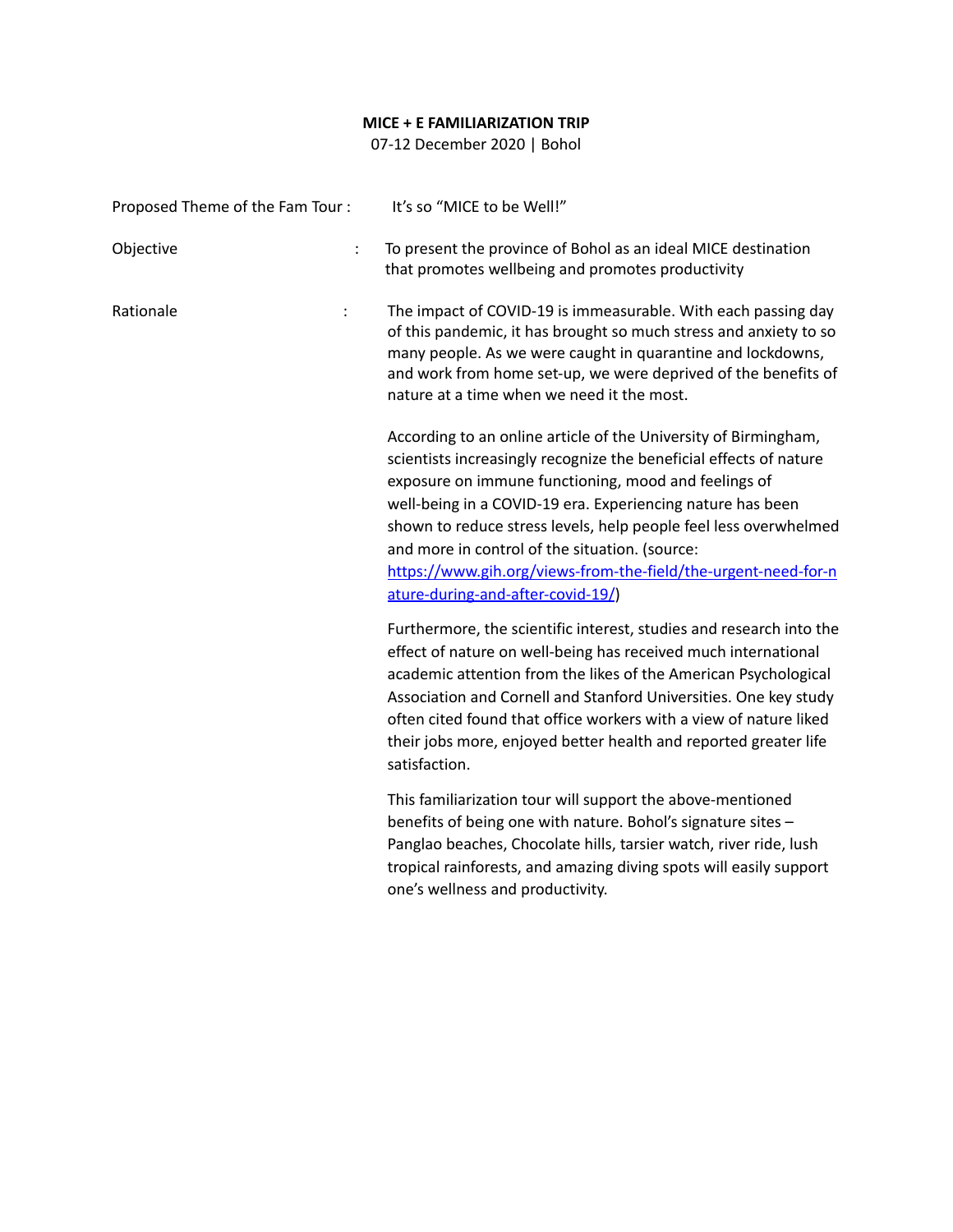**MICE + E FAMILIARIZATION TRIP**

07-12 December 2020 | Bohol

Proposed Theme of the Fam Tour : It's so "MICE to be Well!"

Objective : To present the province of Bohol as an ideal MICE destination that promotes wellbeing and promotes productivity

Rationale : The impact of COVID-19 is immeasurable. With each passing day of this pandemic, it has brought so much stress and anxiety to so many people. As we were caught in quarantine and lockdowns, and work from home set-up, we were deprived of the benefits of nature at a time when we need it the most.

According to an online article of the University of Birmingham, scientists increasingly recognize the beneficial effects of nature exposure on immune functioning, mood and feelings of well-being in a COVID-19 era. Experiencing nature has been shown to reduce stress levels, help people feel less overwhelmed and more in control of the situation. (source: [https://www.gih.org/views-from-the-field/the-urgent-need-for-nature-during-and-after-covid-19/](https://www.gih.org/views-from-the-field/the-urgent-need-for-nature-during-and-after-covid-19/))

Furthermore, the scientific interest, studies and research into the effect of nature on well-being has received much international academic attention from the likes of the American Psychological Association and Cornell and Stanford Universities. One key study often cited found that office workers with a view of nature liked their jobs more, enjoyed better health and reported greater life satisfaction.

This familiarization tour will support the above-mentioned benefits of being one with nature. Bohol's signature sites – Panglao beaches, Chocolate hills, tarsier watch, river ride, lush tropical rainforests, and amazing diving spots will easily support one's wellness and productivity.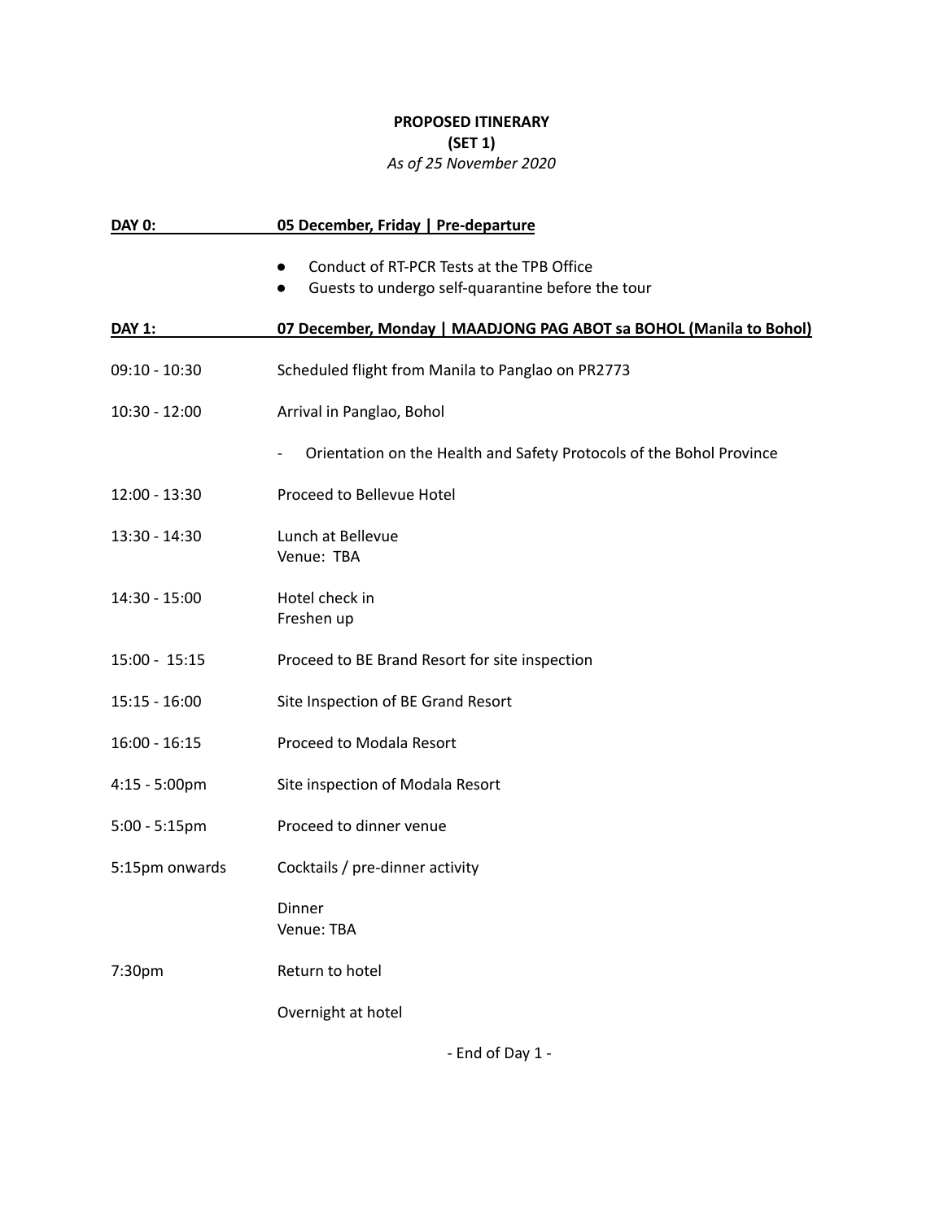**PROPOSED ITINERARY**
**(SET 1)**
*As of 25 November 2020*

**DAY 0: 05 December, Friday | Pre-departure**

- Conduct of RT-PCR Tests at the TPB Office
- Guests to undergo self-quarantine before the tour

**DAY 1: 07 December, Monday | MAADJONG PAG ABOT sa BOHOL (Manila to Bohol)**

| Time | Activity |
|---|---|
| 09:10 - 10:30 | Scheduled flight from Manila to Panglao on PR2773 |
| 10:30 - 12:00 | Arrival in Panglao, Bohol |
| | - Orientation on the Health and Safety Protocols of the Bohol Province |
| 12:00 - 13:30 | Proceed to Bellevue Hotel |
| 13:30 - 14:30 | Lunch at Bellevue<br>Venue: TBA |
| 14:30 - 15:00 | Hotel check in<br>Freshen up |
| 15:00 - 15:15 | Proceed to BE Brand Resort for site inspection |
| 15:15 - 16:00 | Site Inspection of BE Grand Resort |
| 16:00 - 16:15 | Proceed to Modala Resort |
| 4:15 - 5:00pm | Site inspection of Modala Resort |
| 5:00 - 5:15pm | Proceed to dinner venue |
| 5:15pm onwards | Cocktails / pre-dinner activity |
| | Dinner<br>Venue: TBA |
| 7:30pm | Return to hotel |
| | Overnight at hotel |

- End of Day 1 -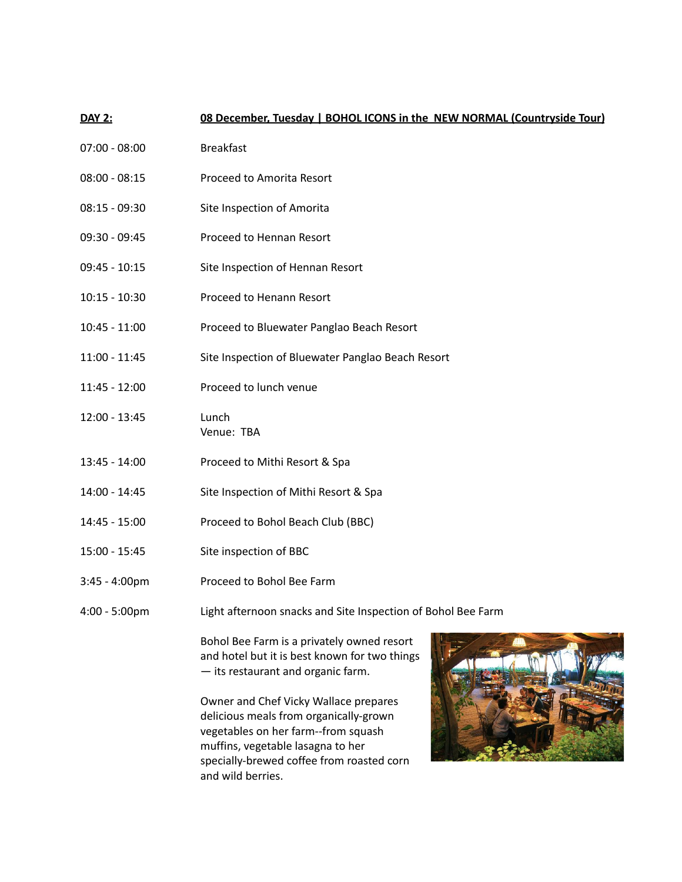**DAY 2:** **08 December, Tuesday | BOHOL ICONS in the NEW NORMAL (Countryside Tour)**

| | |
|---|---|
| 07:00 - 08:00 | Breakfast |
| 08:00 - 08:15 | Proceed to Amorita Resort |
| 08:15 - 09:30 | Site Inspection of Amorita |
| 09:30 - 09:45 | Proceed to Hennan Resort |
| 09:45 - 10:15 | Site Inspection of Hennan Resort |
| 10:15 - 10:30 | Proceed to Henann Resort |
| 10:45 - 11:00 | Proceed to Bluewater Panglao Beach Resort |
| 11:00 - 11:45 | Site Inspection of Bluewater Panglao Beach Resort |
| 11:45 - 12:00 | Proceed to lunch venue |
| 12:00 - 13:45 | Lunch<br>Venue: TBA |
| 13:45 - 14:00 | Proceed to Mithi Resort & Spa |
| 14:00 - 14:45 | Site Inspection of Mithi Resort & Spa |
| 14:45 - 15:00 | Proceed to Bohol Beach Club (BBC) |
| 15:00 - 15:45 | Site inspection of BBC |
| 3:45 - 4:00pm | Proceed to Bohol Bee Farm |
| 4:00 - 5:00pm | Light afternoon snacks and Site Inspection of Bohol Bee Farm |

Bohol Bee Farm is a privately owned resort and hotel but it is best known for two things — its restaurant and organic farm.

Owner and Chef Vicky Wallace prepares delicious meals from organically-grown vegetables on her farm--from squash muffins, vegetable lasagna to her specially-brewed coffee from roasted corn and wild berries.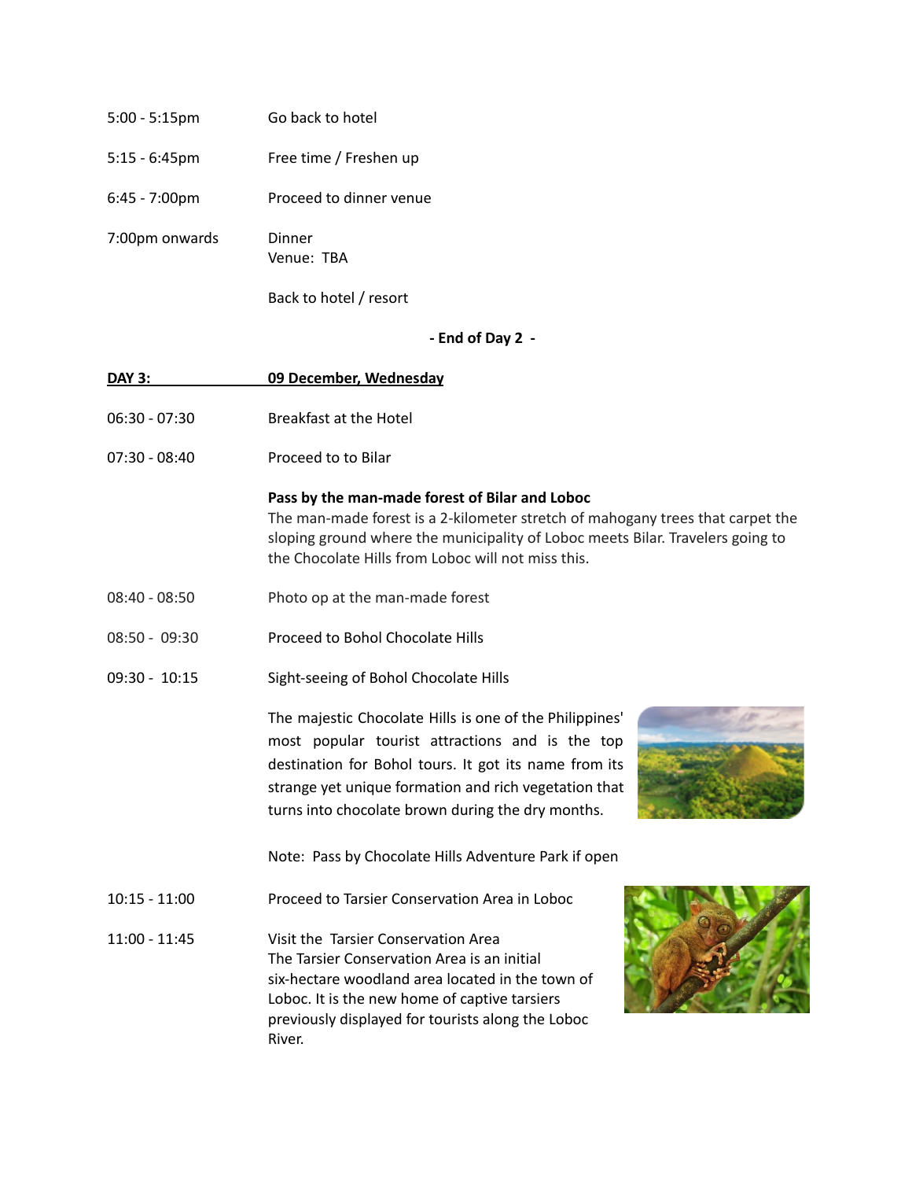| | |
|---|---|
| 5:00 - 5:15pm | Go back to hotel |
| 5:15 - 6:45pm | Free time / Freshen up |
| 6:45 - 7:00pm | Proceed to dinner venue |
| 7:00pm onwards | Dinner<br>Venue: TBA |
| | Back to hotel / resort |

**- End of Day 2 -**

**DAY 3: 09 December, Wednesday**

| | |
|---|---|
| 06:30 - 07:30 | Breakfast at the Hotel |
| 07:30 - 08:40 | Proceed to to Bilar |
| | **Pass by the man-made forest of Bilar and Loboc**<br>The man-made forest is a 2-kilometer stretch of mahogany trees that carpet the sloping ground where the municipality of Loboc meets Bilar. Travelers going to the Chocolate Hills from Loboc will not miss this. |
| 08:40 - 08:50 | Photo op at the man-made forest |
| 08:50 - 09:30 | Proceed to Bohol Chocolate Hills |
| 09:30 - 10:15 | Sight-seeing of Bohol Chocolate Hills |
| | The majestic Chocolate Hills is one of the Philippines' most popular tourist attractions and is the top destination for Bohol tours. It got its name from its strange yet unique formation and rich vegetation that turns into chocolate brown during the dry months. |
| | Note: Pass by Chocolate Hills Adventure Park if open |
| 10:15 - 11:00 | Proceed to Tarsier Conservation Area in Loboc |
| 11:00 - 11:45 | Visit the Tarsier Conservation Area<br>The Tarsier Conservation Area is an initial six-hectare woodland area located in the town of Loboc. It is the new home of captive tarsiers previously displayed for tourists along the Loboc River. |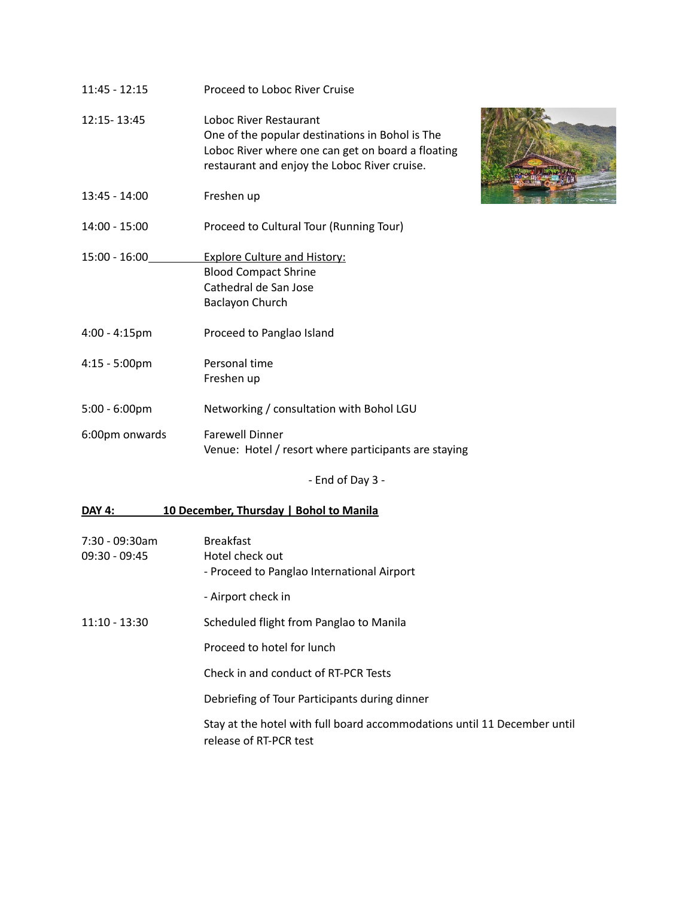| | |
|---|---|
| 11:45 - 12:15 | Proceed to Loboc River Cruise |
| 12:15- 13:45 | Loboc River Restaurant<br>One of the popular destinations in Bohol is The Loboc River where one can get on board a floating restaurant and enjoy the Loboc River cruise. |
| 13:45 - 14:00 | Freshen up |
| 14:00 - 15:00 | Proceed to Cultural Tour (Running Tour) |
| 15:00 - 16:00 | <u>Explore Culture and History:</u><br>Blood Compact Shrine<br>Cathedral de San Jose<br>Baclayon Church |
| 4:00 - 4:15pm | Proceed to Panglao Island |
| 4:15 - 5:00pm | Personal time<br>Freshen up |
| 5:00 - 6:00pm | Networking / consultation with Bohol LGU |
| 6:00pm onwards | Farewell Dinner<br>Venue: Hotel / resort where participants are staying |

- End of Day 3 -

**<u>DAY 4: 10 December, Thursday | Bohol to Manila</u>**

| | |
|---|---|
| 7:30 - 09:30am | Breakfast |
| 09:30 - 09:45 | Hotel check out<br>- Proceed to Panglao International Airport<br>- Airport check in |
| 11:10 - 13:30 | Scheduled flight from Panglao to Manila |
| | Proceed to hotel for lunch |
| | Check in and conduct of RT-PCR Tests |
| | Debriefing of Tour Participants during dinner |
| | Stay at the hotel with full board accommodations until 11 December until release of RT-PCR test |